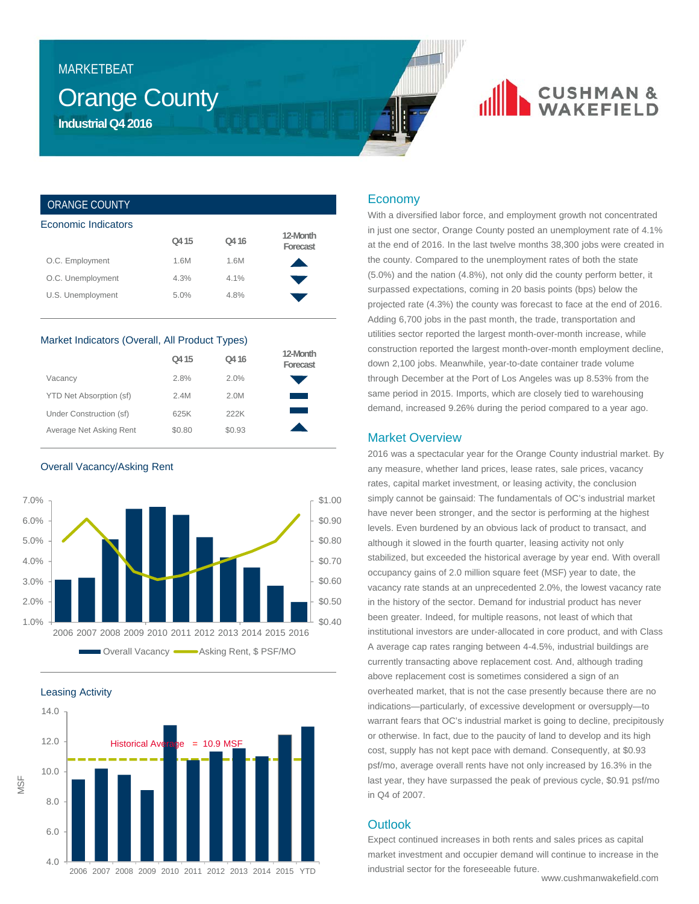MARKETBEAT

# Orange County

**Industrial Q4 2016**

## ORANGE COUNTY

### Economic Indicators

| | Q4 15 | Q4 16 | 12-Month Forecast |
|---|---|---|---|
| O.C. Employment | 1.6M | 1.6M | ▲ |
| O.C. Unemployment | 4.3% | 4.1% | ▼ |
| U.S. Unemployment | 5.0% | 4.8% | ▼ |

### Market Indicators (Overall, All Product Types)

| | Q4 15 | Q4 16 | 12-Month Forecast |
|---|---|---|---|
| Vacancy | 2.8% | 2.0% | ▼ |
| YTD Net Absorption (sf) | 2.4M | 2.0M | ▬ |
| Under Construction (sf) | 625K | 222K | ▬ |
| Average Net Asking Rent | $0.80 | $0.93 | ▲ |

### Overall Vacancy/Asking Rent

### Leasing Activity

## Economy

With a diversified labor force, and employment growth not concentrated in just one sector, Orange County posted an unemployment rate of 4.1% at the end of 2016. In the last twelve months 38,300 jobs were created in the county. Compared to the unemployment rates of both the state (5.0%) and the nation (4.8%), not only did the county perform better, it surpassed expectations, coming in 20 basis points (bps) below the projected rate (4.3%) the county was forecast to face at the end of 2016. Adding 6,700 jobs in the past month, the trade, transportation and utilities sector reported the largest month-over-month increase, while construction reported the largest month-over-month employment decline, down 2,100 jobs. Meanwhile, year-to-date container trade volume through December at the Port of Los Angeles was up 8.53% from the same period in 2015. Imports, which are closely tied to warehousing demand, increased 9.26% during the period compared to a year ago.

## Market Overview

2016 was a spectacular year for the Orange County industrial market. By any measure, whether land prices, lease rates, sale prices, vacancy rates, capital market investment, or leasing activity, the conclusion simply cannot be gainsaid: The fundamentals of OC's industrial market have never been stronger, and the sector is performing at the highest levels. Even burdened by an obvious lack of product to transact, and although it slowed in the fourth quarter, leasing activity not only stabilized, but exceeded the historical average by year end. With overall occupancy gains of 2.0 million square feet (MSF) year to date, the vacancy rate stands at an unprecedented 2.0%, the lowest vacancy rate in the history of the sector. Demand for industrial product has never been greater. Indeed, for multiple reasons, not least of which that institutional investors are under-allocated in core product, and with Class A average cap rates ranging between 4-4.5%, industrial buildings are currently transacting above replacement cost. And, although trading above replacement cost is sometimes considered a sign of an overheated market, that is not the case presently because there are no indications—particularly, of excessive development or oversupply—to warrant fears that OC's industrial market is going to decline, precipitously or otherwise. In fact, due to the paucity of land to develop and its high cost, supply has not kept pace with demand. Consequently, at $0.93 psf/mo, average overall rents have not only increased by 16.3% in the last year, they have surpassed the peak of previous cycle, $0.91 psf/mo in Q4 of 2007.

## Outlook

Expect continued increases in both rents and sales prices as capital market investment and occupier demand will continue to increase in the industrial sector for the foreseeable future.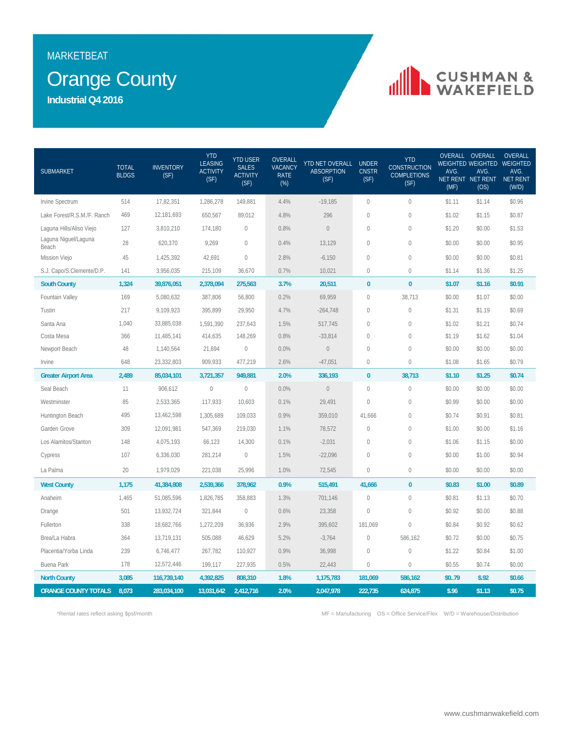MARKETBEAT

# Orange County

## Industrial Q4 2016

| SUBMARKET | TOTAL BLDGS | INVENTORY (SF) | YTD LEASING ACTIVITY (SF) | YTD USER SALES ACTIVITY (SF) | OVERALL VACANCY RATE (%) | YTD NET OVERALL ABSORPTION (SF) | UNDER CNSTR (SF) | YTD CONSTRUCTION COMPLETIONS (SF) | OVERALL WEIGHTED AVG. NET RENT (MF) | OVERALL WEIGHTED AVG. NET RENT (OS) | OVERALL WEIGHTED AVG. NET RENT (W/D) |
|---|---|---|---|---|---|---|---|---|---|---|---|
| Irvine Spectrum | 514 | 17,82,351 | 1,286,278 | 149,881 | 4.4% | -19,185 | 0 | 0 | $1.11 | $1.14 | $0.96 |
| Lake Forest/R.S.M./F. Ranch | 469 | 12,181,693 | 650,567 | 89,012 | 4.8% | 296 | 0 | 0 | $1.02 | $1.15 | $0.87 |
| Laguna Hills/Aliso Viejo | 127 | 3,810,210 | 174,180 | 0 | 0.8% | 0 | 0 | 0 | $1.20 | $0.00 | $1.53 |
| Laguna Niguel/Laguna Beach | 28 | 620,370 | 9,269 | 0 | 0.4% | 13,129 | 0 | 0 | $0.00 | $0.00 | $0.95 |
| Mission Viejo | 45 | 1,425,392 | 42,691 | 0 | 2.8% | -6,150 | 0 | 0 | $0.00 | $0.00 | $0.81 |
| S.J. Capo/S.Clemente/D.P. | 141 | 3,956,035 | 215,109 | 36,670 | 0.7% | 10,021 | 0 | 0 | $1.14 | $1.36 | $1.25 |
| **South County** | **1,324** | **39,876,051** | **2,378,094** | **275,563** | **3.7%** | **20,511** | **0** | **0** | **$1.07** | **$1.16** | **$0.91** |
| Fountain Valley | 169 | 5,080,632 | 387,806 | 56,800 | 0.2% | 69,959 | 0 | 38,713 | $0.00 | $1.07 | $0.00 |
| Tustin | 217 | 9,109,923 | 395,899 | 29,950 | 4.7% | -264,748 | 0 | 0 | $1.31 | $1.19 | $0.69 |
| Santa Ana | 1,040 | 33,885,038 | 1,591,390 | 237,643 | 1.5% | 517,745 | 0 | 0 | $1.02 | $1.21 | $0.74 |
| Costa Mesa | 366 | 11,485,141 | 414,635 | 148,269 | 0.8% | -33,814 | 0 | 0 | $1.19 | $1.62 | $1.04 |
| Newport Beach | 48 | 1,140,564 | 21,694 | 0 | 0.0% | 0 | 0 | 0 | $0.00 | $0.00 | $0.00 |
| Irvine | 648 | 23,332,803 | 909,933 | 477,219 | 2.6% | -47,051 | 0 | 0 | $1.08 | $1.65 | $0.79 |
| **Greater Airport Area** | **2,489** | **85,034,101** | **3,721,357** | **949,881** | **2.0%** | **336,193** | **0** | **38,713** | **$1.10** | **$1.25** | **$0.74** |
| Seal Beach | 11 | 906,612 | 0 | 0 | 0.0% | 0 | 0 | 0 | $0.00 | $0.00 | $0.00 |
| Westminster | 85 | 2,533,365 | 117,933 | 10,603 | 0.1% | 29,491 | 0 | 0 | $0.99 | $0.00 | $0.00 |
| Huntington Beach | 495 | 13,462,598 | 1,305,689 | 109,033 | 0.9% | 359,010 | 41,666 | 0 | $0.74 | $0.91 | $0.81 |
| Garden Grove | 309 | 12,091,981 | 547,369 | 219,030 | 1.1% | 78,572 | 0 | 0 | $1.00 | $0.00 | $1.16 |
| Los Alamitos/Stanton | 148 | 4,075,193 | 66,123 | 14,300 | 0.1% | -2,031 | 0 | 0 | $1.06 | $1.15 | $0.00 |
| Cypress | 107 | 6,336,030 | 281,214 | 0 | 1.5% | -22,096 | 0 | 0 | $0.00 | $1.00 | $0.94 |
| La Palma | 20 | 1,979,029 | 221,038 | 25,996 | 1.0% | 72,545 | 0 | 0 | $0.00 | $0.00 | $0.00 |
| **West County** | **1,175** | **41,384,808** | **2,539,366** | **378,962** | **0.9%** | **515,491** | **41,666** | **0** | **$0.83** | **$1.00** | **$0.89** |
| Anaheim | 1,465 | 51,085,596 | 1,826,785 | 358,883 | 1.3% | 701,146 | 0 | 0 | $0.81 | $1.13 | $0.70 |
| Orange | 501 | 13,932,724 | 321,844 | 0 | 0.6% | 23,358 | 0 | 0 | $0.92 | $0.00 | $0.88 |
| Fullerton | 338 | 18,682,766 | 1,272,209 | 36,936 | 2.9% | 395,602 | 181,069 | 0 | $0.84 | $0.92 | $0.62 |
| Brea/La Habra | 364 | 13,719,131 | 505,088 | 46,629 | 5.2% | -3,764 | 0 | 586,162 | $0.72 | $0.00 | $0.75 |
| Placentia/Yorba Linda | 239 | 6,746,477 | 267,782 | 110,927 | 0.9% | 36,998 | 0 | 0 | $1.22 | $0.84 | $1.00 |
| Buena Park | 178 | 12,572,446 | 199,117 | 227,935 | 0.5% | 22,443 | 0 | 0 | $0.55 | $0.74 | $0.00 |
| **North County** | **3,085** | **116,739,140** | **4,392,825** | **808,310** | **1.8%** | **1,175,783** | **181,069** | **586,162** | **$0..79** | **$.92** | **$0.66** |
| **ORANGE COUNTY TOTALS** | **8,073** | **283,034,100** | **13,031,642** | **2,412,716** | **2.0%** | **2,047,978** | **222,735** | **624,875** | **$.96** | **$1.13** | **$0.75** |

*Rental rates reflect asking $psf/month

MF = Manufacturing    OS = Office Service/Flex    W/D = Warehouse/Distribution

www.cushmanwakefield.com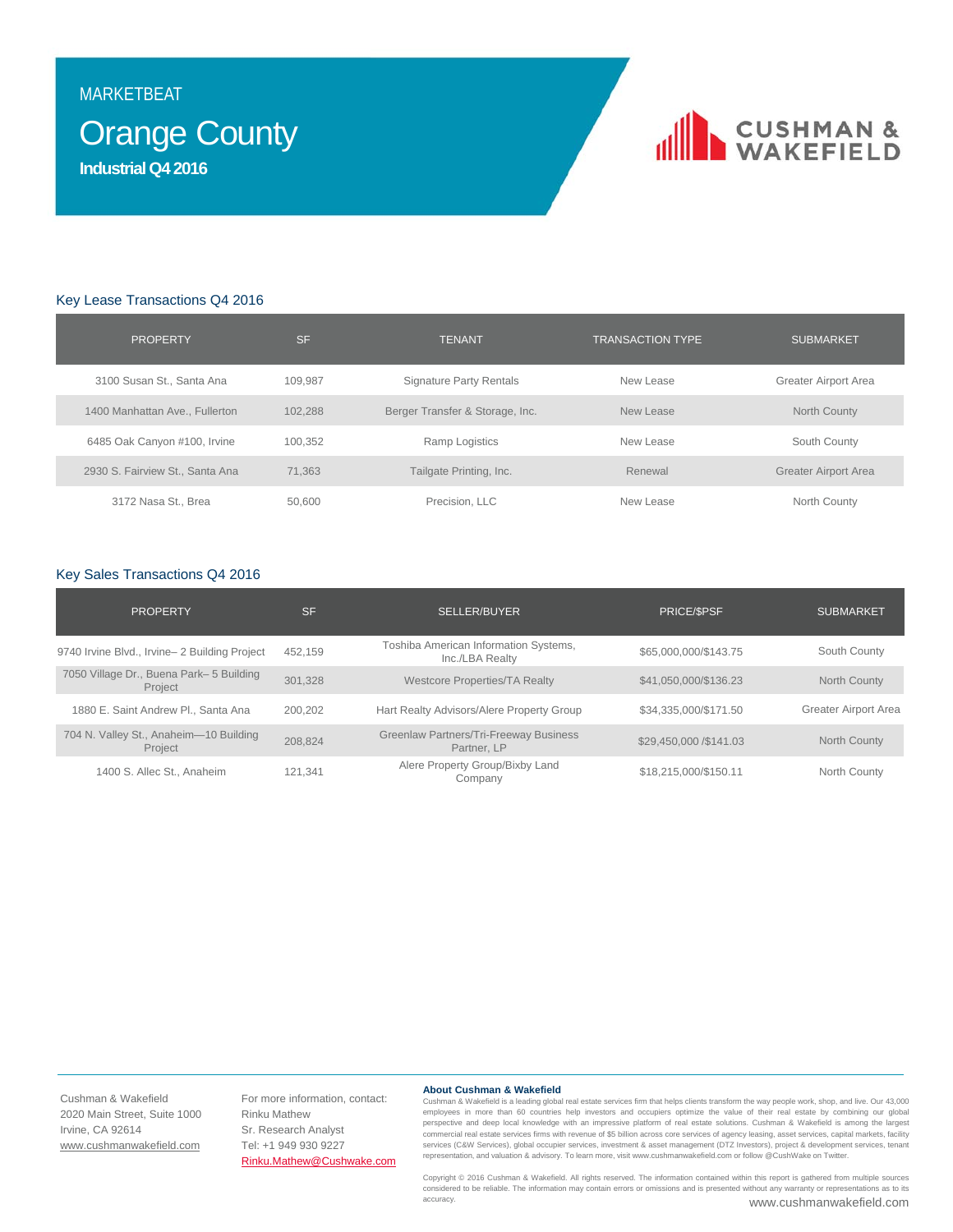MARKETBEAT

# Orange County

**Industrial Q4 2016**

CUSHMAN & WAKEFIELD

## Key Lease Transactions Q4 2016

| PROPERTY | SF | TENANT | TRANSACTION TYPE | SUBMARKET |
|---|---|---|---|---|
| 3100 Susan St., Santa Ana | 109,987 | Signature Party Rentals | New Lease | Greater Airport Area |
| 1400 Manhattan Ave., Fullerton | 102,288 | Berger Transfer & Storage, Inc. | New Lease | North County |
| 6485 Oak Canyon #100, Irvine | 100,352 | Ramp Logistics | New Lease | South County |
| 2930 S. Fairview St., Santa Ana | 71,363 | Tailgate Printing, Inc. | Renewal | Greater Airport Area |
| 3172 Nasa St., Brea | 50,600 | Precision, LLC | New Lease | North County |

## Key Sales Transactions Q4 2016

| PROPERTY | SF | SELLER/BUYER | PRICE/$PSF | SUBMARKET |
|---|---|---|---|---|
| 9740 Irvine Blvd., Irvine– 2 Building Project | 452,159 | Toshiba American Information Systems, Inc./LBA Realty | $65,000,000/$143.75 | South County |
| 7050 Village Dr., Buena Park– 5 Building Project | 301,328 | Westcore Properties/TA Realty | $41,050,000/$136.23 | North County |
| 1880 E. Saint Andrew Pl., Santa Ana | 200,202 | Hart Realty Advisors/Alere Property Group | $34,335,000/$171.50 | Greater Airport Area |
| 704 N. Valley St., Anaheim—10 Building Project | 208,824 | Greenlaw Partners/Tri-Freeway Business Partner, LP | $29,450,000 /$141.03 | North County |
| 1400 S. Allec St., Anaheim | 121,341 | Alere Property Group/Bixby Land Company | $18,215,000/$150.11 | North County |

Cushman & Wakefield
2020 Main Street, Suite 1000
Irvine, CA 92614
www.cushmanwakefield.com

For more information, contact:
Rinku Mathew
Sr. Research Analyst
Tel: +1 949 930 9227
Rinku.Mathew@Cushwake.com

**About Cushman & Wakefield**

Cushman & Wakefield is a leading global real estate services firm that helps clients transform the way people work, shop, and live. Our 43,000 employees in more than 60 countries help investors and occupiers optimize the value of their real estate by combining our global perspective and deep local knowledge with an impressive platform of real estate solutions. Cushman & Wakefield is among the largest commercial real estate services firms with revenue of $5 billion across core services of agency leasing, asset services, capital markets, facility services (C&W Services), global occupier services, investment & asset management (DTZ Investors), project & development services, tenant representation, and valuation & advisory. To learn more, visit www.cushmanwakefield.com or follow @CushWake on Twitter.

Copyright © 2016 Cushman & Wakefield. All rights reserved. The information contained within this report is gathered from multiple sources considered to be reliable. The information may contain errors or omissions and is presented without any warranty or representations as to its accuracy.

www.cushmanwakefield.com